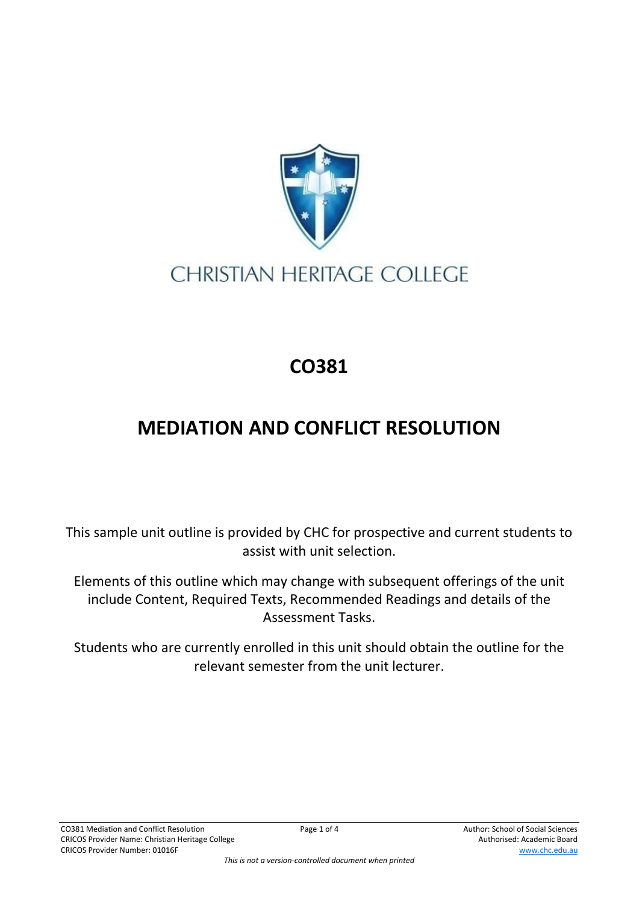CHRISTIAN HERITAGE COLLEGE

# CO381

# MEDIATION AND CONFLICT RESOLUTION

This sample unit outline is provided by CHC for prospective and current students to assist with unit selection.

Elements of this outline which may change with subsequent offerings of the unit include Content, Required Texts, Recommended Readings and details of the Assessment Tasks.

Students who are currently enrolled in this unit should obtain the outline for the relevant semester from the unit lecturer.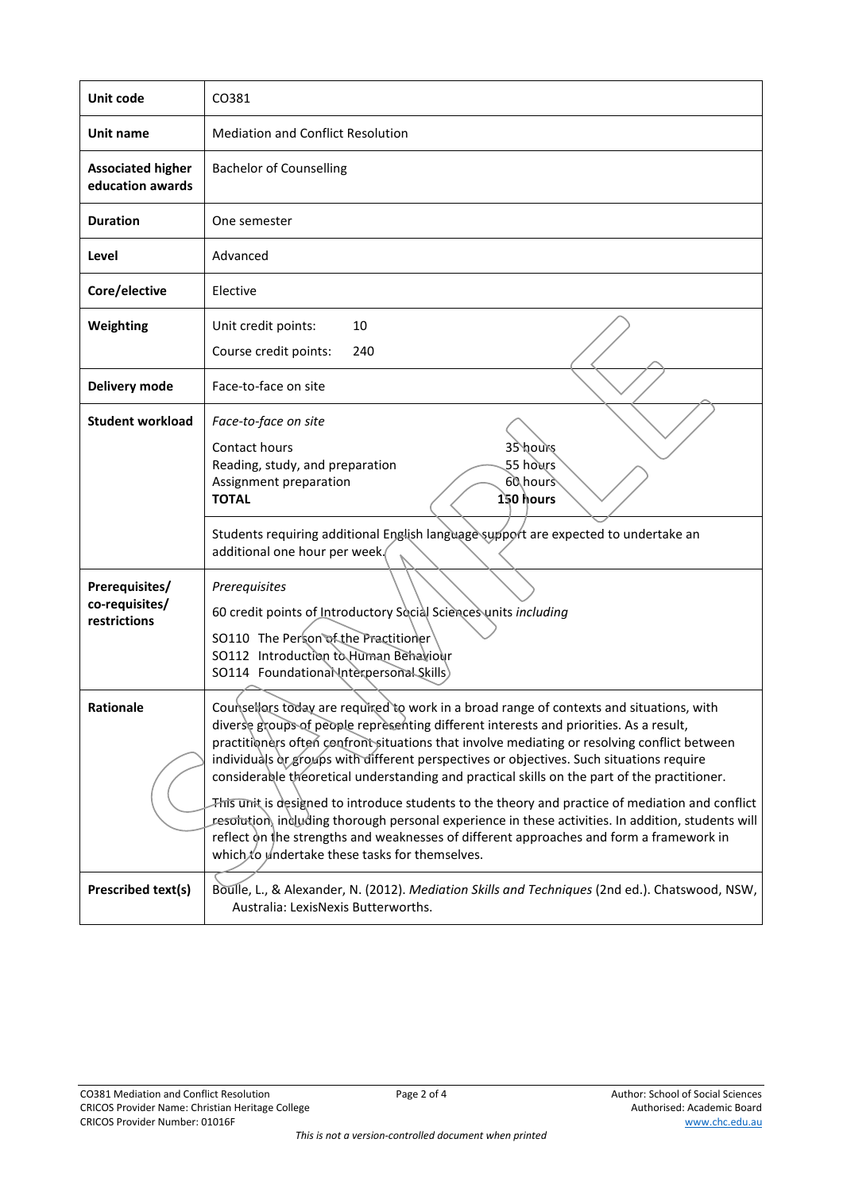| | |
|---|---|
| **Unit code** | CO381 |
| **Unit name** | Mediation and Conflict Resolution |
| **Associated higher education awards** | Bachelor of Counselling |
| **Duration** | One semester |
| **Level** | Advanced |
| **Core/elective** | Elective |
| **Weighting** | Unit credit points: 10<br>Course credit points: 240 |
| **Delivery mode** | Face-to-face on site |
| **Student workload** | *Face-to-face on site*<br>Contact hours 35 hours<br>Reading, study, and preparation 55 hours<br>Assignment preparation 60 hours<br>**TOTAL 150 hours**<br><br>Students requiring additional English language support are expected to undertake an additional one hour per week. |
| **Prerequisites/ co-requisites/ restrictions** | *Prerequisites*<br>60 credit points of Introductory Social Sciences units *including*<br>SO110 The Person of the Practitioner<br>SO112 Introduction to Human Behaviour<br>SO114 Foundational Interpersonal Skills |
| **Rationale** | Counsellors today are required to work in a broad range of contexts and situations, with diverse groups of people representing different interests and priorities. As a result, practitioners often confront situations that involve mediating or resolving conflict between individuals or groups with different perspectives or objectives. Such situations require considerable theoretical understanding and practical skills on the part of the practitioner.<br><br>This unit is designed to introduce students to the theory and practice of mediation and conflict resolution, including thorough personal experience in these activities. In addition, students will reflect on the strengths and weaknesses of different approaches and form a framework in which to undertake these tasks for themselves. |
| **Prescribed text(s)** | Boulle, L., & Alexander, N. (2012). *Mediation Skills and Techniques* (2nd ed.). Chatswood, NSW, Australia: LexisNexis Butterworths. |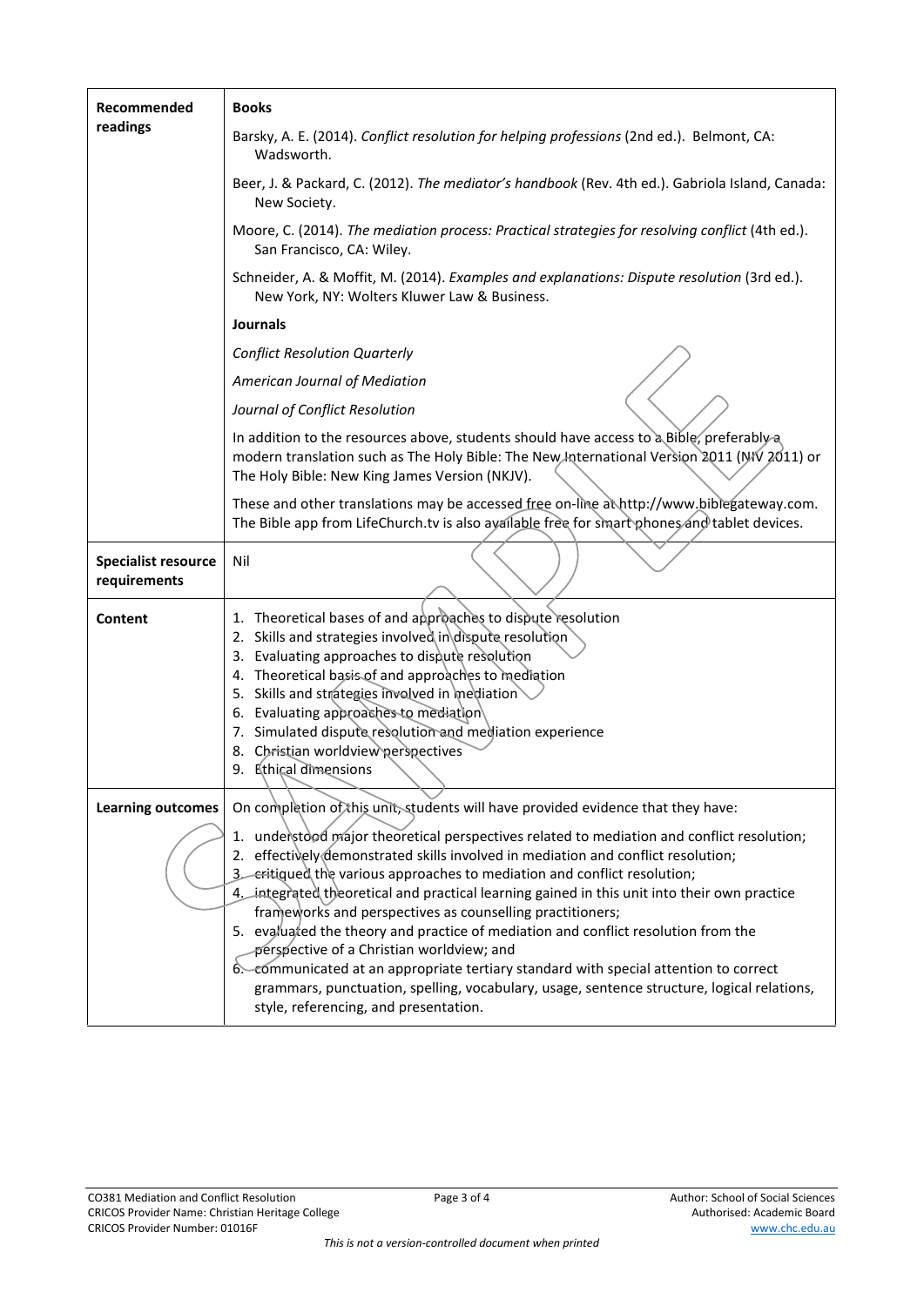| | |
|---|---|
| **Recommended readings** | **Books**<br><br>Barsky, A. E. (2014). *Conflict resolution for helping professions* (2nd ed.). Belmont, CA: Wadsworth.<br><br>Beer, J. & Packard, C. (2012). *The mediator's handbook* (Rev. 4th ed.). Gabriola Island, Canada: New Society.<br><br>Moore, C. (2014). *The mediation process: Practical strategies for resolving conflict* (4th ed.). San Francisco, CA: Wiley.<br><br>Schneider, A. & Moffit, M. (2014). *Examples and explanations: Dispute resolution* (3rd ed.). New York, NY: Wolters Kluwer Law & Business.<br><br>**Journals**<br><br>*Conflict Resolution Quarterly*<br><br>*American Journal of Mediation*<br><br>*Journal of Conflict Resolution*<br><br>In addition to the resources above, students should have access to a Bible, preferably a modern translation such as The Holy Bible: The New International Version 2011 (NIV 2011) or The Holy Bible: New King James Version (NKJV).<br><br>These and other translations may be accessed free on-line at http://www.biblegateway.com. The Bible app from LifeChurch.tv is also available free for smart phones and tablet devices. |
| **Specialist resource requirements** | Nil |
| **Content** | 1. Theoretical bases of and approaches to dispute resolution<br>2. Skills and strategies involved in dispute resolution<br>3. Evaluating approaches to dispute resolution<br>4. Theoretical basis of and approaches to mediation<br>5. Skills and strategies involved in mediation<br>6. Evaluating approaches to mediation<br>7. Simulated dispute resolution and mediation experience<br>8. Christian worldview perspectives<br>9. Ethical dimensions |
| **Learning outcomes** | On completion of this unit, students will have provided evidence that they have:<br><br>1. understood major theoretical perspectives related to mediation and conflict resolution;<br>2. effectively demonstrated skills involved in mediation and conflict resolution;<br>3. critiqued the various approaches to mediation and conflict resolution;<br>4. integrated theoretical and practical learning gained in this unit into their own practice frameworks and perspectives as counselling practitioners;<br>5. evaluated the theory and practice of mediation and conflict resolution from the perspective of a Christian worldview; and<br>6. communicated at an appropriate tertiary standard with special attention to correct grammars, punctuation, spelling, vocabulary, usage, sentence structure, logical relations, style, referencing, and presentation. |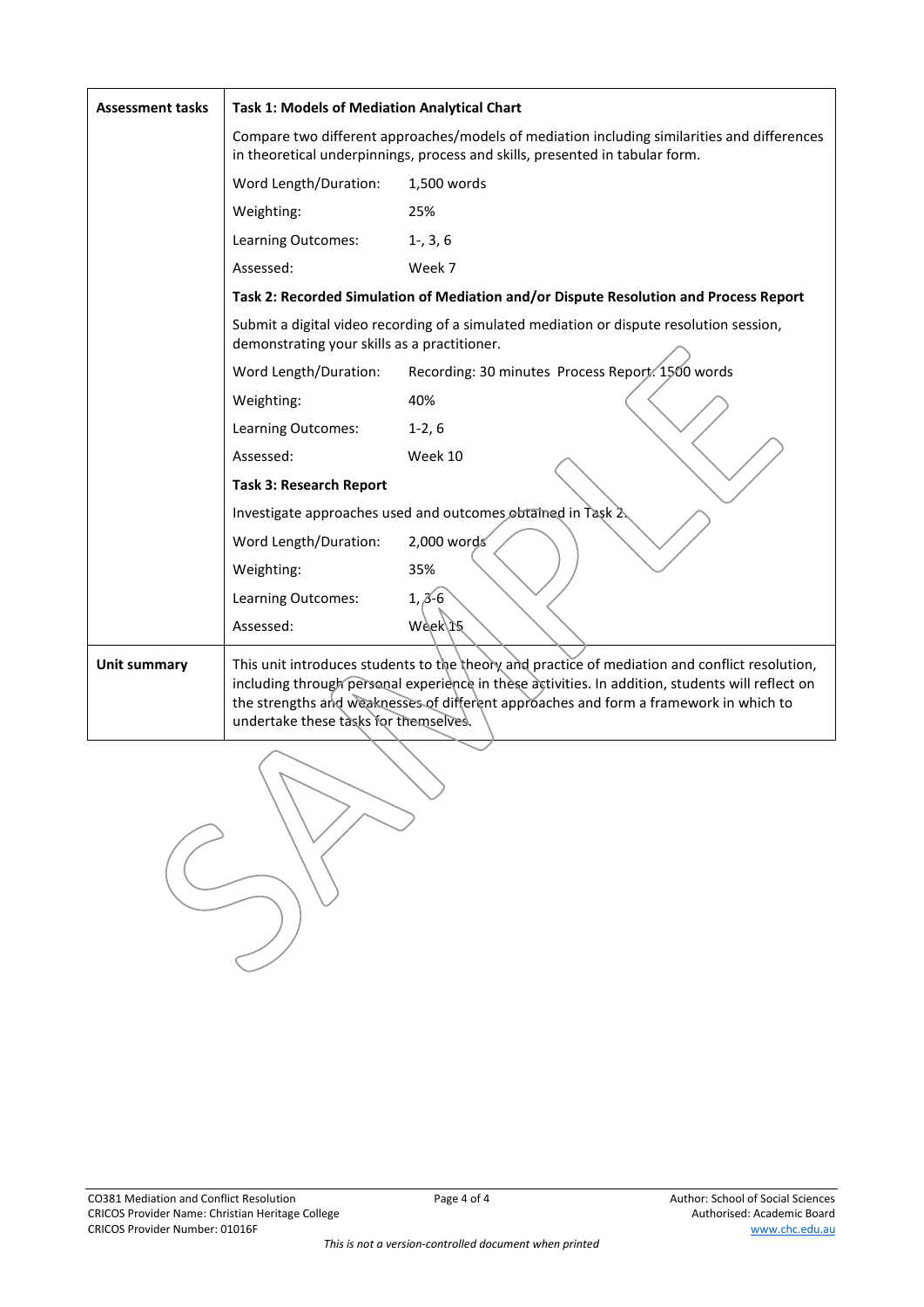| | | |
|---|---|---|
| **Assessment tasks** | **Task 1: Models of Mediation Analytical Chart** | |
| | Compare two different approaches/models of mediation including similarities and differences in theoretical underpinnings, process and skills, presented in tabular form. | |
| | Word Length/Duration: | 1,500 words |
| | Weighting: | 25% |
| | Learning Outcomes: | 1-, 3, 6 |
| | Assessed: | Week 7 |
| | **Task 2: Recorded Simulation of Mediation and/or Dispute Resolution and Process Report** | |
| | Submit a digital video recording of a simulated mediation or dispute resolution session, demonstrating your skills as a practitioner. | |
| | Word Length/Duration: | Recording: 30 minutes Process Report: 1500 words |
| | Weighting: | 40% |
| | Learning Outcomes: | 1-2, 6 |
| | Assessed: | Week 10 |
| | **Task 3: Research Report** | |
| | Investigate approaches used and outcomes obtained in Task 2. | |
| | Word Length/Duration: | 2,000 words |
| | Weighting: | 35% |
| | Learning Outcomes: | 1, 3-6 |
| | Assessed: | Week 15 |
| **Unit summary** | This unit introduces students to the theory and practice of mediation and conflict resolution, including through personal experience in these activities. In addition, students will reflect on the strengths and weaknesses of different approaches and form a framework in which to undertake these tasks for themselves. | |